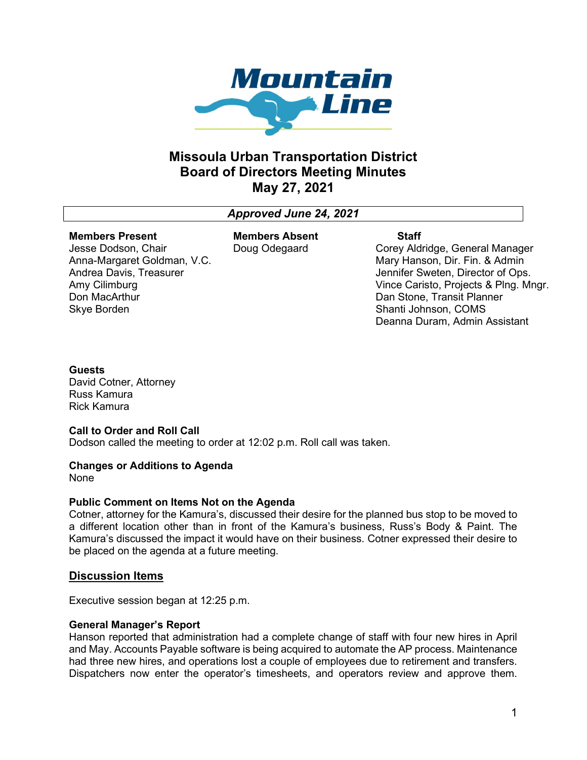# Missoula Urban Transportation District
# Board of Directors Meeting Minutes
# May 27, 2021

***Approved June 24, 2021***

**Members Present**
Jesse Dodson, Chair
Anna-Margaret Goldman, V.C.
Andrea Davis, Treasurer
Amy Cilimburg
Don MacArthur
Skye Borden

**Members Absent**
Doug Odegaard

**Staff**
Corey Aldridge, General Manager
Mary Hanson, Dir. Fin. & Admin
Jennifer Sweten, Director of Ops.
Vince Caristo, Projects & Plng. Mngr.
Dan Stone, Transit Planner
Shanti Johnson, COMS
Deanna Duram, Admin Assistant

**Guests**
David Cotner, Attorney
Russ Kamura
Rick Kamura

**Call to Order and Roll Call**
Dodson called the meeting to order at 12:02 p.m. Roll call was taken.

**Changes or Additions to Agenda**
None

**Public Comment on Items Not on the Agenda**
Cotner, attorney for the Kamura's, discussed their desire for the planned bus stop to be moved to a different location other than in front of the Kamura's business, Russ's Body & Paint. The Kamura's discussed the impact it would have on their business. Cotner expressed their desire to be placed on the agenda at a future meeting.

## Discussion Items

Executive session began at 12:25 p.m.

**General Manager's Report**
Hanson reported that administration had a complete change of staff with four new hires in April and May. Accounts Payable software is being acquired to automate the AP process. Maintenance had three new hires, and operations lost a couple of employees due to retirement and transfers. Dispatchers now enter the operator's timesheets, and operators review and approve them.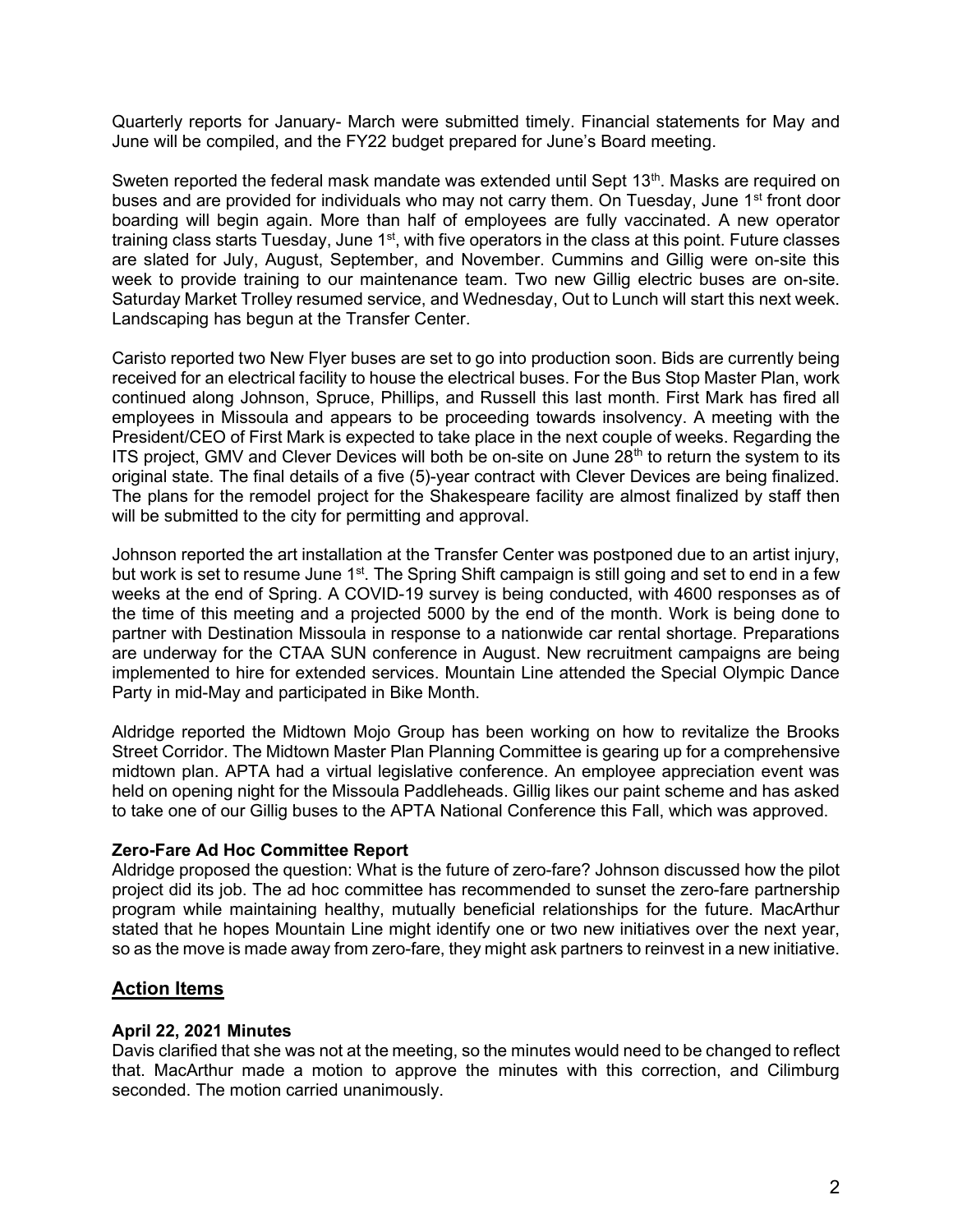Quarterly reports for January- March were submitted timely. Financial statements for May and June will be compiled, and the FY22 budget prepared for June's Board meeting.

Sweten reported the federal mask mandate was extended until Sept 13th. Masks are required on buses and are provided for individuals who may not carry them. On Tuesday, June 1st front door boarding will begin again. More than half of employees are fully vaccinated. A new operator training class starts Tuesday, June 1st, with five operators in the class at this point. Future classes are slated for July, August, September, and November. Cummins and Gillig were on-site this week to provide training to our maintenance team. Two new Gillig electric buses are on-site. Saturday Market Trolley resumed service, and Wednesday, Out to Lunch will start this next week. Landscaping has begun at the Transfer Center.

Caristo reported two New Flyer buses are set to go into production soon. Bids are currently being received for an electrical facility to house the electrical buses. For the Bus Stop Master Plan, work continued along Johnson, Spruce, Phillips, and Russell this last month. First Mark has fired all employees in Missoula and appears to be proceeding towards insolvency. A meeting with the President/CEO of First Mark is expected to take place in the next couple of weeks. Regarding the ITS project, GMV and Clever Devices will both be on-site on June 28th to return the system to its original state. The final details of a five (5)-year contract with Clever Devices are being finalized. The plans for the remodel project for the Shakespeare facility are almost finalized by staff then will be submitted to the city for permitting and approval.

Johnson reported the art installation at the Transfer Center was postponed due to an artist injury, but work is set to resume June 1st. The Spring Shift campaign is still going and set to end in a few weeks at the end of Spring. A COVID-19 survey is being conducted, with 4600 responses as of the time of this meeting and a projected 5000 by the end of the month. Work is being done to partner with Destination Missoula in response to a nationwide car rental shortage. Preparations are underway for the CTAA SUN conference in August. New recruitment campaigns are being implemented to hire for extended services. Mountain Line attended the Special Olympic Dance Party in mid-May and participated in Bike Month.

Aldridge reported the Midtown Mojo Group has been working on how to revitalize the Brooks Street Corridor. The Midtown Master Plan Planning Committee is gearing up for a comprehensive midtown plan. APTA had a virtual legislative conference. An employee appreciation event was held on opening night for the Missoula Paddleheads. Gillig likes our paint scheme and has asked to take one of our Gillig buses to the APTA National Conference this Fall, which was approved.

**Zero-Fare Ad Hoc Committee Report**

Aldridge proposed the question: What is the future of zero-fare? Johnson discussed how the pilot project did its job. The ad hoc committee has recommended to sunset the zero-fare partnership program while maintaining healthy, mutually beneficial relationships for the future. MacArthur stated that he hopes Mountain Line might identify one or two new initiatives over the next year, so as the move is made away from zero-fare, they might ask partners to reinvest in a new initiative.

## Action Items

**April 22, 2021 Minutes**

Davis clarified that she was not at the meeting, so the minutes would need to be changed to reflect that. MacArthur made a motion to approve the minutes with this correction, and Cilimburg seconded. The motion carried unanimously.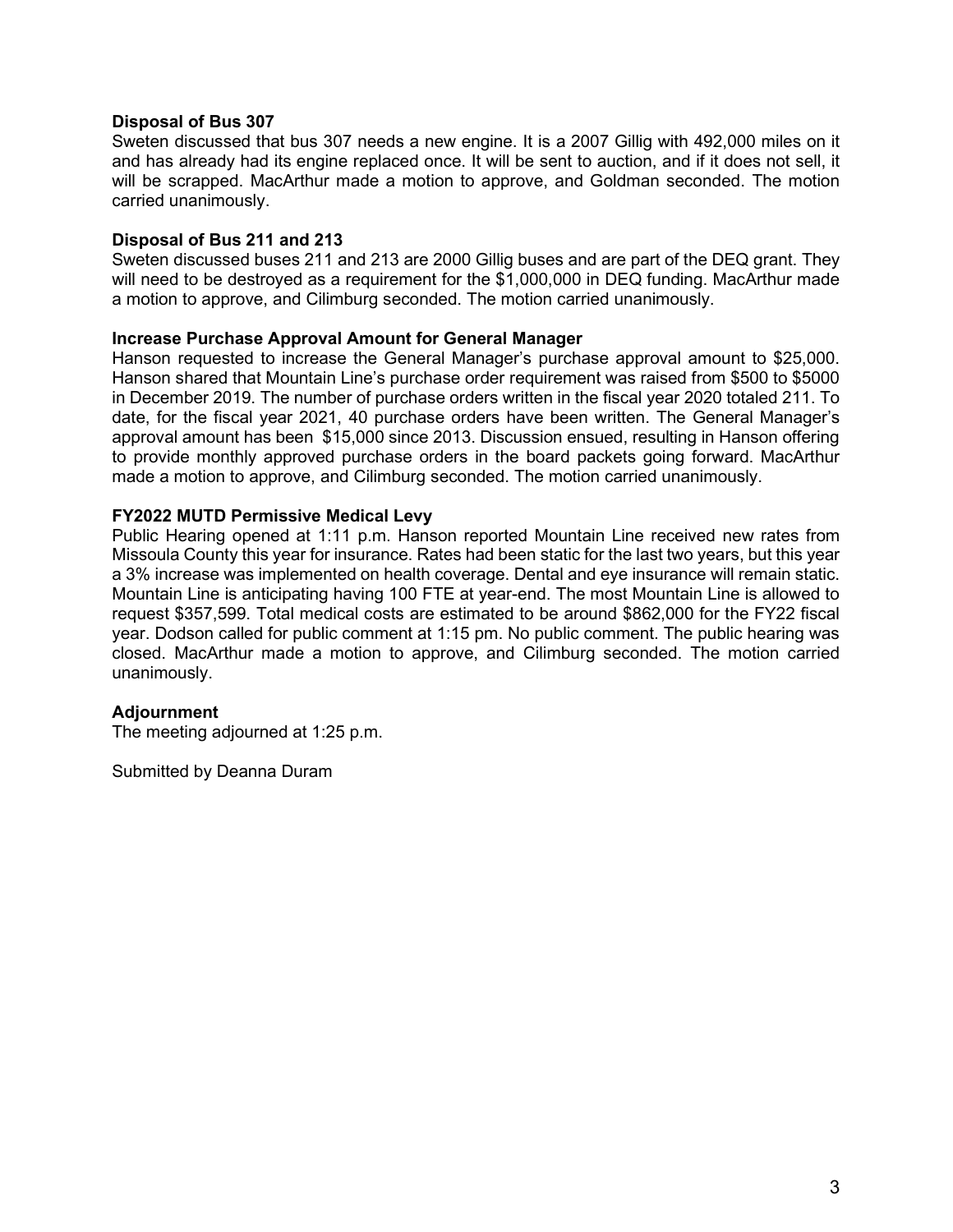**Disposal of Bus 307**

Sweten discussed that bus 307 needs a new engine. It is a 2007 Gillig with 492,000 miles on it and has already had its engine replaced once. It will be sent to auction, and if it does not sell, it will be scrapped. MacArthur made a motion to approve, and Goldman seconded. The motion carried unanimously.

**Disposal of Bus 211 and 213**

Sweten discussed buses 211 and 213 are 2000 Gillig buses and are part of the DEQ grant. They will need to be destroyed as a requirement for the $1,000,000 in DEQ funding. MacArthur made a motion to approve, and Cilimburg seconded. The motion carried unanimously.

**Increase Purchase Approval Amount for General Manager**

Hanson requested to increase the General Manager's purchase approval amount to $25,000. Hanson shared that Mountain Line's purchase order requirement was raised from $500 to $5000 in December 2019. The number of purchase orders written in the fiscal year 2020 totaled 211. To date, for the fiscal year 2021, 40 purchase orders have been written. The General Manager's approval amount has been $15,000 since 2013. Discussion ensued, resulting in Hanson offering to provide monthly approved purchase orders in the board packets going forward. MacArthur made a motion to approve, and Cilimburg seconded. The motion carried unanimously.

**FY2022 MUTD Permissive Medical Levy**

Public Hearing opened at 1:11 p.m. Hanson reported Mountain Line received new rates from Missoula County this year for insurance. Rates had been static for the last two years, but this year a 3% increase was implemented on health coverage. Dental and eye insurance will remain static. Mountain Line is anticipating having 100 FTE at year-end. The most Mountain Line is allowed to request $357,599. Total medical costs are estimated to be around $862,000 for the FY22 fiscal year. Dodson called for public comment at 1:15 pm. No public comment. The public hearing was closed. MacArthur made a motion to approve, and Cilimburg seconded. The motion carried unanimously.

**Adjournment**

The meeting adjourned at 1:25 p.m.

Submitted by Deanna Duram